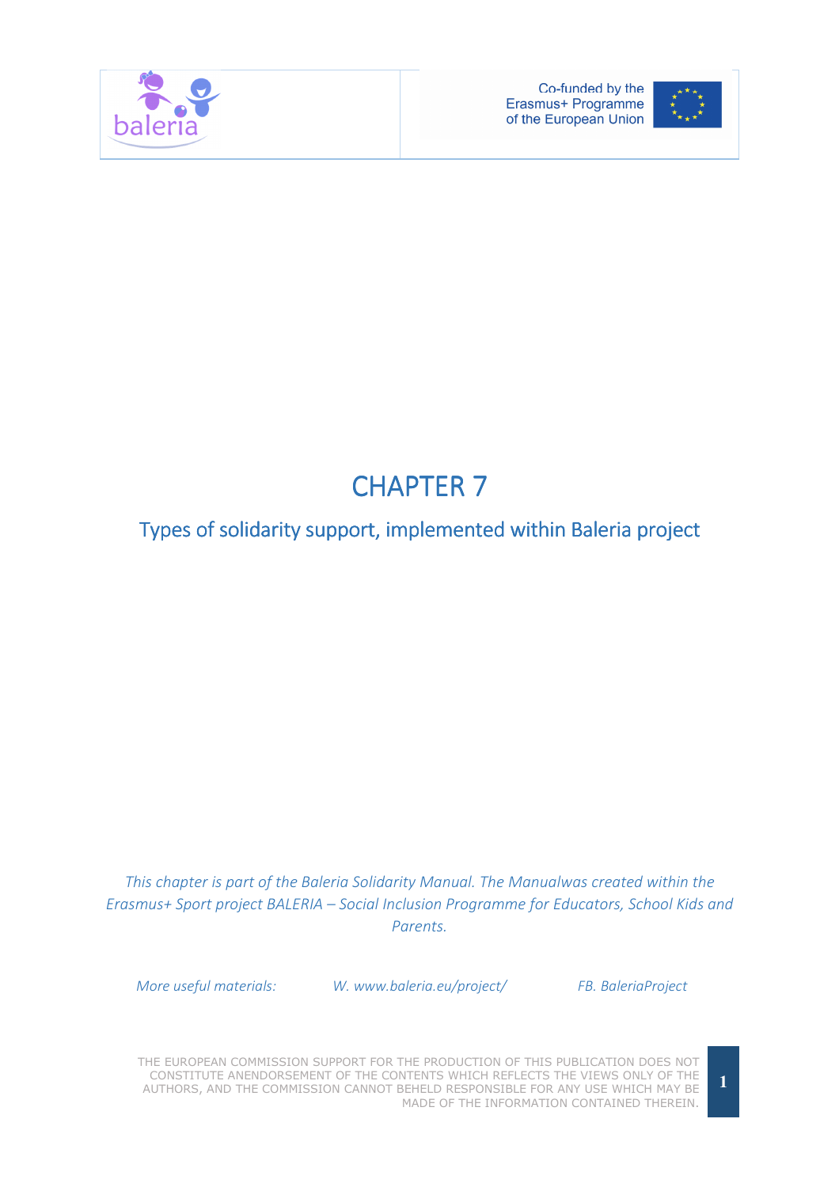# CHAPTER 7

## Types of solidarity support, implemented within Baleria project

*This chapter is part of the Baleria Solidarity Manual. The Manualwas created within the Erasmus+ Sport project BALERIA – Social Inclusion Programme for Educators, School Kids and Parents.*

*More useful materials:* *W. www.baleria.eu/project/* *FB. BaleriaProject*

THE EUROPEAN COMMISSION SUPPORT FOR THE PRODUCTION OF THIS PUBLICATION DOES NOT CONSTITUTE ANENDORSEMENT OF THE CONTENTS WHICH REFLECTS THE VIEWS ONLY OF THE AUTHORS, AND THE COMMISSION CANNOT BEHELD RESPONSIBLE FOR ANY USE WHICH MAY BE MADE OF THE INFORMATION CONTAINED THEREIN.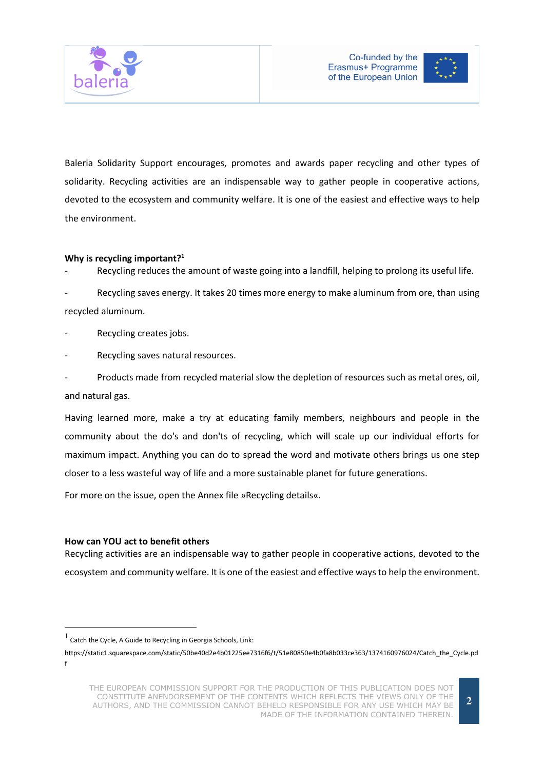Baleria Solidarity Support encourages, promotes and awards paper recycling and other types of solidarity. Recycling activities are an indispensable way to gather people in cooperative actions, devoted to the ecosystem and community welfare. It is one of the easiest and effective ways to help the environment.

**Why is recycling important?**[1]

- Recycling reduces the amount of waste going into a landfill, helping to prolong its useful life.
- Recycling saves energy. It takes 20 times more energy to make aluminum from ore, than using recycled aluminum.
- Recycling creates jobs.
- Recycling saves natural resources.
- Products made from recycled material slow the depletion of resources such as metal ores, oil, and natural gas.

Having learned more, make a try at educating family members, neighbours and people in the community about the do's and don'ts of recycling, which will scale up our individual efforts for maximum impact. Anything you can do to spread the word and motivate others brings us one step closer to a less wasteful way of life and a more sustainable planet for future generations.

For more on the issue, open the Annex file »Recycling details«.

**How can YOU act to benefit others**

Recycling activities are an indispensable way to gather people in cooperative actions, devoted to the ecosystem and community welfare. It is one of the easiest and effective ways to help the environment.

---

[1] Catch the Cycle, A Guide to Recycling in Georgia Schools, Link: https://static1.squarespace.com/static/50be40d2e4b01225ee7316f6/t/51e80850e4b0fa8b033ce363/1374160976024/Catch_the_Cycle.pdf

THE EUROPEAN COMMISSION SUPPORT FOR THE PRODUCTION OF THIS PUBLICATION DOES NOT CONSTITUTE ANENDORSEMENT OF THE CONTENTS WHICH REFLECTS THE VIEWS ONLY OF THE AUTHORS, AND THE COMMISSION CANNOT BEHELD RESPONSIBLE FOR ANY USE WHICH MAY BE MADE OF THE INFORMATION CONTAINED THEREIN.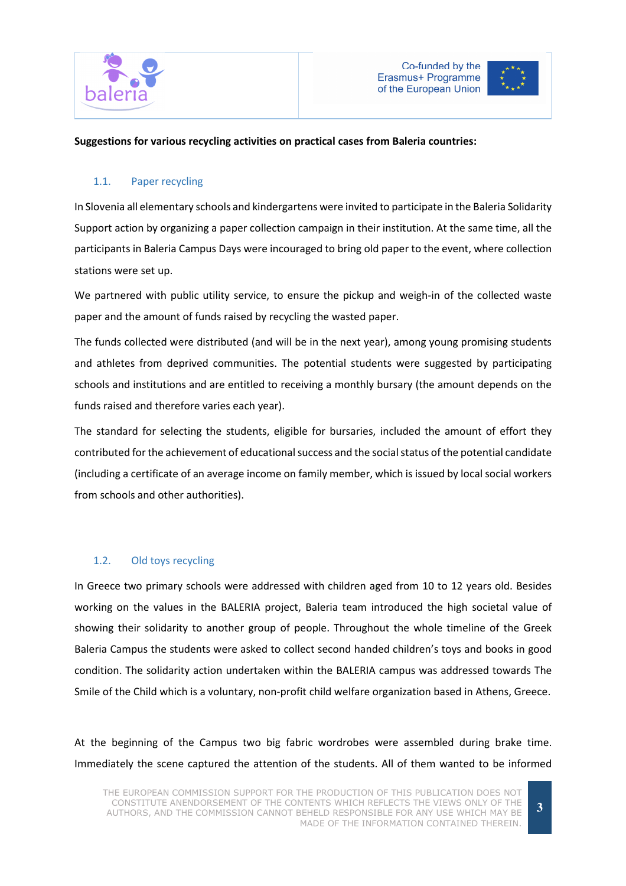**Suggestions for various recycling activities on practical cases from Baleria countries:**

## 1.1. Paper recycling

In Slovenia all elementary schools and kindergartens were invited to participate in the Baleria Solidarity Support action by organizing a paper collection campaign in their institution. At the same time, all the participants in Baleria Campus Days were incouraged to bring old paper to the event, where collection stations were set up.

We partnered with public utility service, to ensure the pickup and weigh-in of the collected waste paper and the amount of funds raised by recycling the wasted paper.

The funds collected were distributed (and will be in the next year), among young promising students and athletes from deprived communities. The potential students were suggested by participating schools and institutions and are entitled to receiving a monthly bursary (the amount depends on the funds raised and therefore varies each year).

The standard for selecting the students, eligible for bursaries, included the amount of effort they contributed for the achievement of educational success and the social status of the potential candidate (including a certificate of an average income on family member, which is issued by local social workers from schools and other authorities).

## 1.2. Old toys recycling

In Greece two primary schools were addressed with children aged from 10 to 12 years old. Besides working on the values in the BALERIA project, Baleria team introduced the high societal value of showing their solidarity to another group of people. Throughout the whole timeline of the Greek Baleria Campus the students were asked to collect second handed children's toys and books in good condition. The solidarity action undertaken within the BALERIA campus was addressed towards The Smile of the Child which is a voluntary, non-profit child welfare organization based in Athens, Greece.

At the beginning of the Campus two big fabric wordrobes were assembled during brake time. Immediately the scene captured the attention of the students. All of them wanted to be informed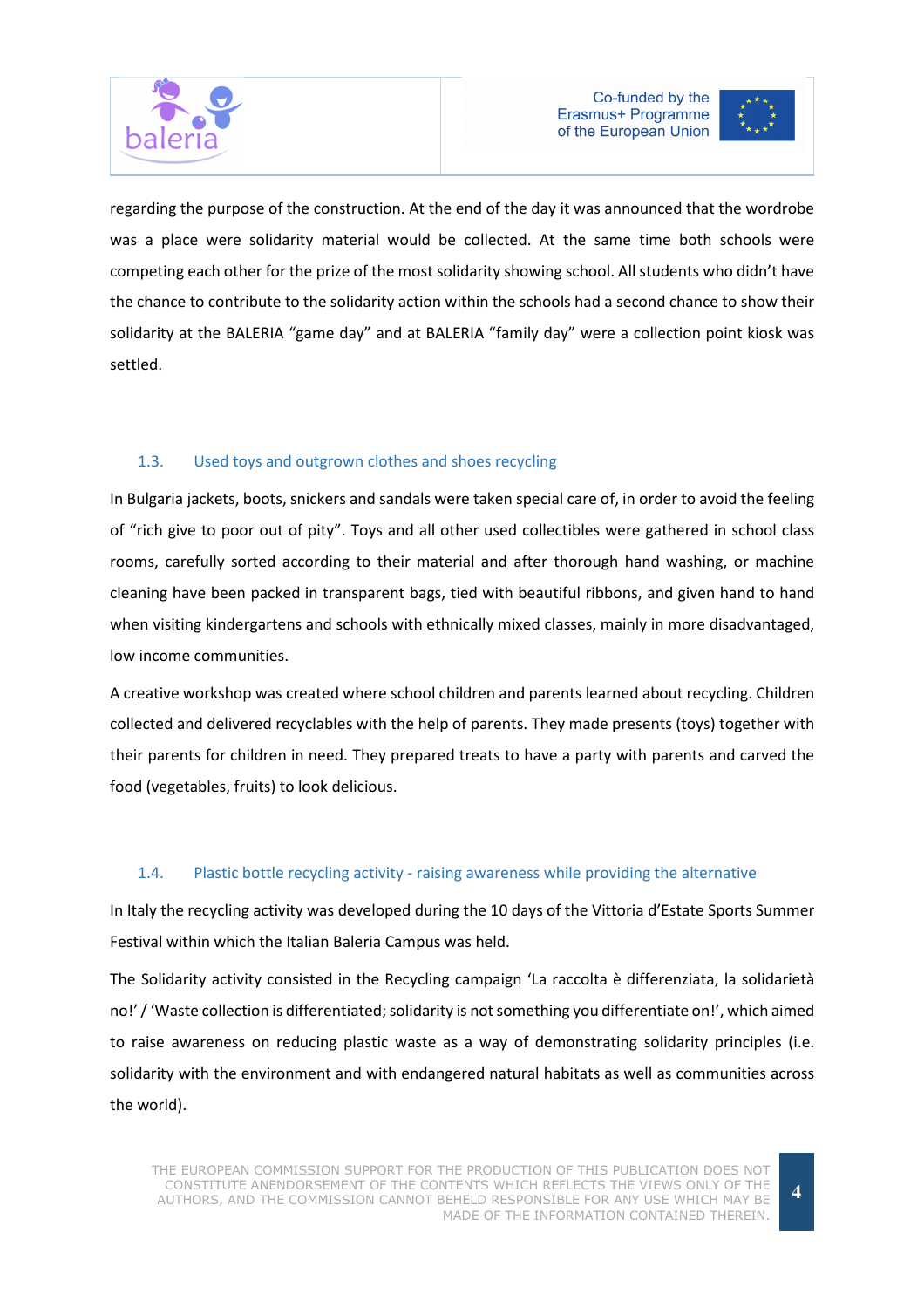regarding the purpose of the construction. At the end of the day it was announced that the wordrobe was a place were solidarity material would be collected. At the same time both schools were competing each other for the prize of the most solidarity showing school. All students who didn't have the chance to contribute to the solidarity action within the schools had a second chance to show their solidarity at the BALERIA "game day" and at BALERIA "family day" were a collection point kiosk was settled.

### 1.3. Used toys and outgrown clothes and shoes recycling

In Bulgaria jackets, boots, snickers and sandals were taken special care of, in order to avoid the feeling of "rich give to poor out of pity". Toys and all other used collectibles were gathered in school class rooms, carefully sorted according to their material and after thorough hand washing, or machine cleaning have been packed in transparent bags, tied with beautiful ribbons, and given hand to hand when visiting kindergartens and schools with ethnically mixed classes, mainly in more disadvantaged, low income communities.

A creative workshop was created where school children and parents learned about recycling. Children collected and delivered recyclables with the help of parents. They made presents (toys) together with their parents for children in need. They prepared treats to have a party with parents and carved the food (vegetables, fruits) to look delicious.

### 1.4. Plastic bottle recycling activity - raising awareness while providing the alternative

In Italy the recycling activity was developed during the 10 days of the Vittoria d'Estate Sports Summer Festival within which the Italian Baleria Campus was held.

The Solidarity activity consisted in the Recycling campaign 'La raccolta è differenziata, la solidarietà no!' / 'Waste collection is differentiated; solidarity is not something you differentiate on!', which aimed to raise awareness on reducing plastic waste as a way of demonstrating solidarity principles (i.e. solidarity with the environment and with endangered natural habitats as well as communities across the world).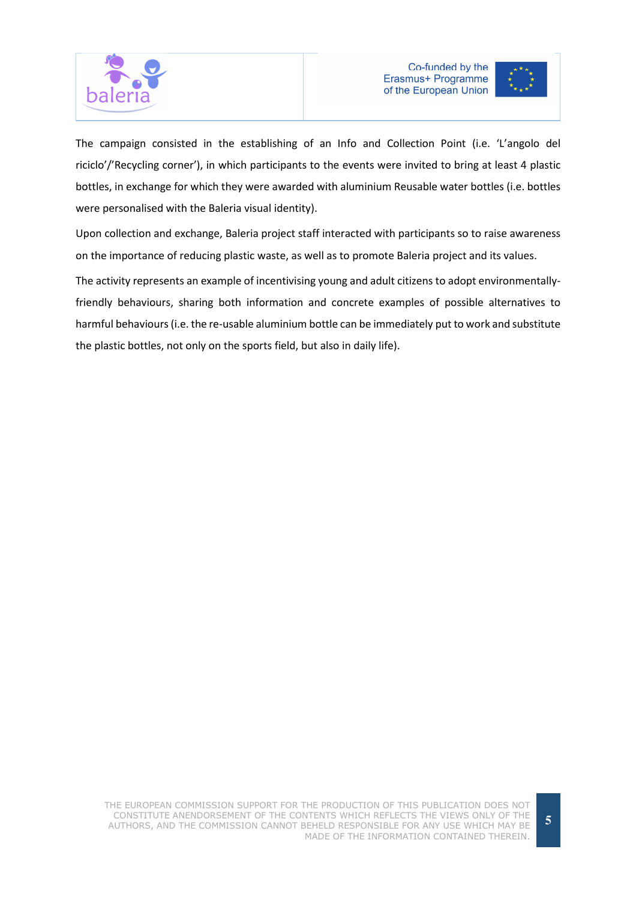The campaign consisted in the establishing of an Info and Collection Point (i.e. 'L'angolo del riciclo'/'Recycling corner'), in which participants to the events were invited to bring at least 4 plastic bottles, in exchange for which they were awarded with aluminium Reusable water bottles (i.e. bottles were personalised with the Baleria visual identity).

Upon collection and exchange, Baleria project staff interacted with participants so to raise awareness on the importance of reducing plastic waste, as well as to promote Baleria project and its values.

The activity represents an example of incentivising young and adult citizens to adopt environmentally-friendly behaviours, sharing both information and concrete examples of possible alternatives to harmful behaviours (i.e. the re-usable aluminium bottle can be immediately put to work and substitute the plastic bottles, not only on the sports field, but also in daily life).